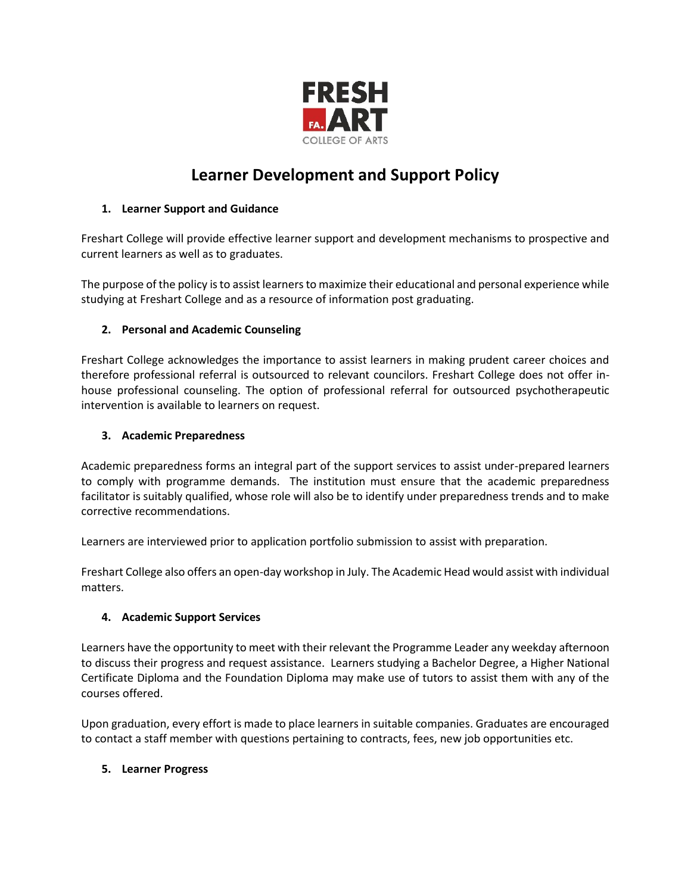FRESH
FA. ART
COLLEGE OF ARTS

# Learner Development and Support Policy

## 1. Learner Support and Guidance

Freshart College will provide effective learner support and development mechanisms to prospective and current learners as well as to graduates.

The purpose of the policy is to assist learners to maximize their educational and personal experience while studying at Freshart College and as a resource of information post graduating.

## 2. Personal and Academic Counseling

Freshart College acknowledges the importance to assist learners in making prudent career choices and therefore professional referral is outsourced to relevant councilors. Freshart College does not offer in-house professional counseling. The option of professional referral for outsourced psychotherapeutic intervention is available to learners on request.

## 3. Academic Preparedness

Academic preparedness forms an integral part of the support services to assist under-prepared learners to comply with programme demands. The institution must ensure that the academic preparedness facilitator is suitably qualified, whose role will also be to identify under preparedness trends and to make corrective recommendations.

Learners are interviewed prior to application portfolio submission to assist with preparation.

Freshart College also offers an open-day workshop in July. The Academic Head would assist with individual matters.

## 4. Academic Support Services

Learners have the opportunity to meet with their relevant the Programme Leader any weekday afternoon to discuss their progress and request assistance. Learners studying a Bachelor Degree, a Higher National Certificate Diploma and the Foundation Diploma may make use of tutors to assist them with any of the courses offered.

Upon graduation, every effort is made to place learners in suitable companies. Graduates are encouraged to contact a staff member with questions pertaining to contracts, fees, new job opportunities etc.

## 5. Learner Progress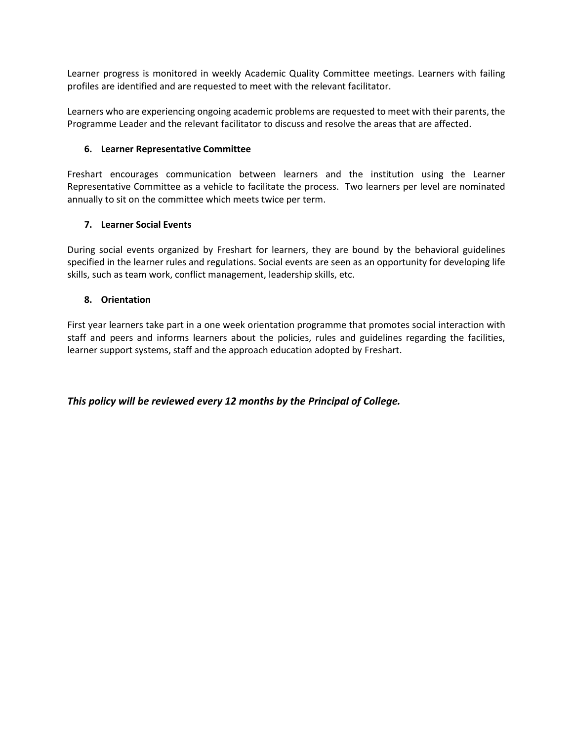Learner progress is monitored in weekly Academic Quality Committee meetings. Learners with failing profiles are identified and are requested to meet with the relevant facilitator.

Learners who are experiencing ongoing academic problems are requested to meet with their parents, the Programme Leader and the relevant facilitator to discuss and resolve the areas that are affected.

**6. Learner Representative Committee**

Freshart encourages communication between learners and the institution using the Learner Representative Committee as a vehicle to facilitate the process. Two learners per level are nominated annually to sit on the committee which meets twice per term.

**7. Learner Social Events**

During social events organized by Freshart for learners, they are bound by the behavioral guidelines specified in the learner rules and regulations. Social events are seen as an opportunity for developing life skills, such as team work, conflict management, leadership skills, etc.

**8. Orientation**

First year learners take part in a one week orientation programme that promotes social interaction with staff and peers and informs learners about the policies, rules and guidelines regarding the facilities, learner support systems, staff and the approach education adopted by Freshart.

***This policy will be reviewed every 12 months by the Principal of College.***